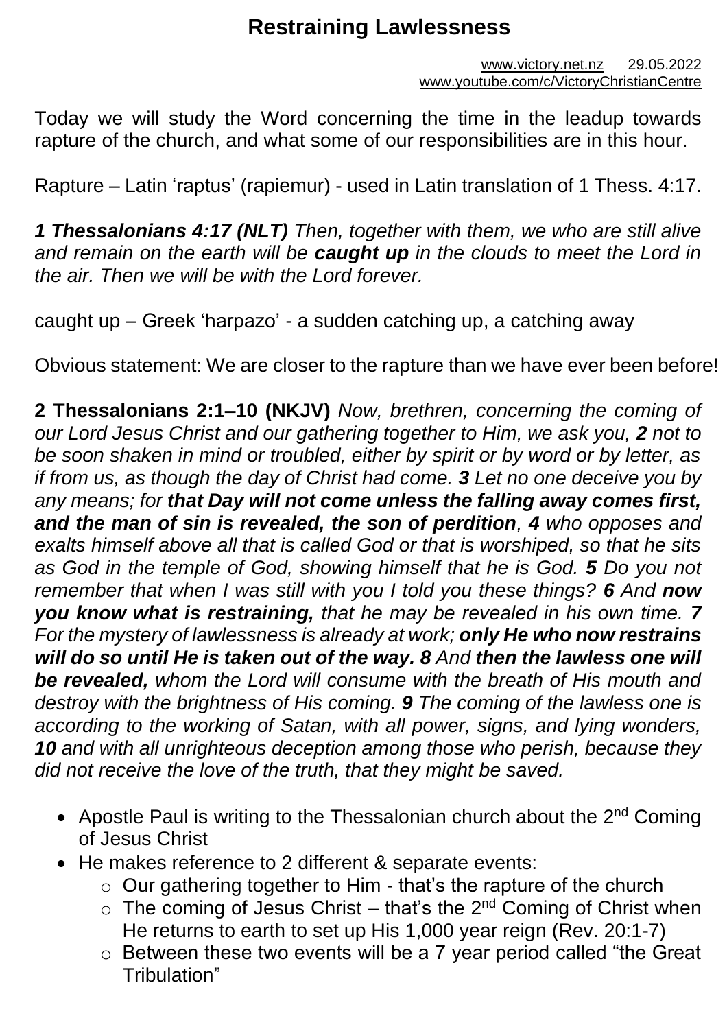# Restraining Lawlessness

www.victory.net.nz 29.05.2022
www.youtube.com/c/VictoryChristianCentre

Today we will study the Word concerning the time in the leadup towards rapture of the church, and what some of our responsibilities are in this hour.

Rapture – Latin 'raptus' (rapiemur) - used in Latin translation of 1 Thess. 4:17.

***1 Thessalonians 4:17 (NLT)*** *Then, together with them, we who are still alive and remain on the earth will be **caught up** in the clouds to meet the Lord in the air. Then we will be with the Lord forever.*

caught up – Greek 'harpazo' - a sudden catching up, a catching away

Obvious statement: We are closer to the rapture than we have ever been before!

**2 Thessalonians 2:1–10 (NKJV)** *Now, brethren, concerning the coming of our Lord Jesus Christ and our gathering together to Him, we ask you, **2** not to be soon shaken in mind or troubled, either by spirit or by word or by letter, as if from us, as though the day of Christ had come. **3** Let no one deceive you by any means; for **that Day will not come unless the falling away comes first, and the man of sin is revealed, the son of perdition**, **4** who opposes and exalts himself above all that is called God or that is worshiped, so that he sits as God in the temple of God, showing himself that he is God. **5** Do you not remember that when I was still with you I told you these things? **6** And **now you know what is restraining,** that he may be revealed in his own time. **7** For the mystery of lawlessness is already at work; **only He who now restrains will do so until He is taken out of the way. 8** And **then the lawless one will be revealed,** whom the Lord will consume with the breath of His mouth and destroy with the brightness of His coming. **9** The coming of the lawless one is according to the working of Satan, with all power, signs, and lying wonders, **10** and with all unrighteous deception among those who perish, because they did not receive the love of the truth, that they might be saved.*

- Apostle Paul is writing to the Thessalonian church about the 2nd Coming of Jesus Christ
- He makes reference to 2 different & separate events:
  - Our gathering together to Him - that's the rapture of the church
  - The coming of Jesus Christ – that's the 2nd Coming of Christ when He returns to earth to set up His 1,000 year reign (Rev. 20:1-7)
  - Between these two events will be a 7 year period called "the Great Tribulation"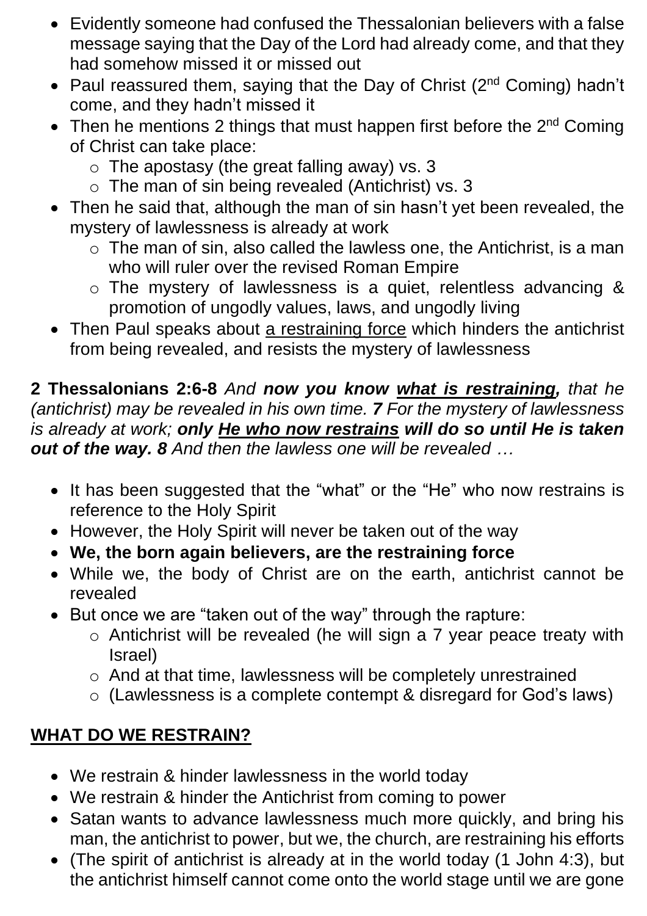- Evidently someone had confused the Thessalonian believers with a false message saying that the Day of the Lord had already come, and that they had somehow missed it or missed out
- Paul reassured them, saying that the Day of Christ (2nd Coming) hadn't come, and they hadn't missed it
- Then he mentions 2 things that must happen first before the 2nd Coming of Christ can take place:
  - The apostasy (the great falling away) vs. 3
  - The man of sin being revealed (Antichrist) vs. 3
- Then he said that, although the man of sin hasn't yet been revealed, the mystery of lawlessness is already at work
  - The man of sin, also called the lawless one, the Antichrist, is a man who will ruler over the revised Roman Empire
  - The mystery of lawlessness is a quiet, relentless advancing & promotion of ungodly values, laws, and ungodly living
- Then Paul speaks about <u>a restraining force</u> which hinders the antichrist from being revealed, and resists the mystery of lawlessness

**2 Thessalonians 2:6-8** *And* ***now you know <u>what is restraining</u>,*** *that he (antichrist) may be revealed in his own time.* ***7*** *For the mystery of lawlessness is already at work;* ***only <u>He who now restrains</u> will do so until He is taken out of the way. 8*** *And then the lawless one will be revealed …*

- It has been suggested that the "what" or the "He" who now restrains is reference to the Holy Spirit
- However, the Holy Spirit will never be taken out of the way
- **We, the born again believers, are the restraining force**
- While we, the body of Christ are on the earth, antichrist cannot be revealed
- But once we are "taken out of the way" through the rapture:
  - Antichrist will be revealed (he will sign a 7 year peace treaty with Israel)
  - And at that time, lawlessness will be completely unrestrained
  - (Lawlessness is a complete contempt & disregard for God's laws)

## <u>WHAT DO WE RESTRAIN?</u>

- We restrain & hinder lawlessness in the world today
- We restrain & hinder the Antichrist from coming to power
- Satan wants to advance lawlessness much more quickly, and bring his man, the antichrist to power, but we, the church, are restraining his efforts
- (The spirit of antichrist is already at in the world today (1 John 4:3), but the antichrist himself cannot come onto the world stage until we are gone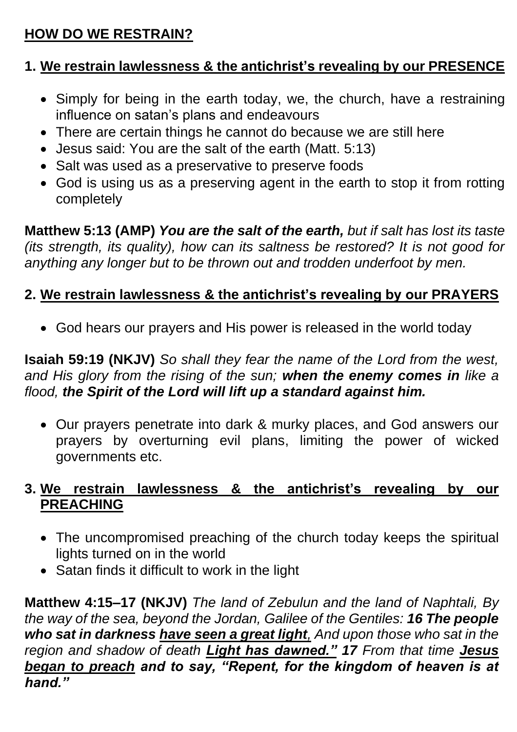## HOW DO WE RESTRAIN?

### 1. We restrain lawlessness & the antichrist's revealing by our PRESENCE

- Simply for being in the earth today, we, the church, have a restraining influence on satan's plans and endeavours
- There are certain things he cannot do because we are still here
- Jesus said: You are the salt of the earth (Matt. 5:13)
- Salt was used as a preservative to preserve foods
- God is using us as a preserving agent in the earth to stop it from rotting completely

**Matthew 5:13 (AMP)** ***You are the salt of the earth,*** *but if salt has lost its taste (its strength, its quality), how can its saltness be restored? It is not good for anything any longer but to be thrown out and trodden underfoot by men.*

### 2. We restrain lawlessness & the antichrist's revealing by our PRAYERS

- God hears our prayers and His power is released in the world today

**Isaiah 59:19 (NKJV)** *So shall they fear the name of the Lord from the west, and His glory from the rising of the sun;* ***when the enemy comes in*** *like a flood,* ***the Spirit of the Lord will lift up a standard against him.***

- Our prayers penetrate into dark & murky places, and God answers our prayers by overturning evil plans, limiting the power of wicked governments etc.

### 3. We restrain lawlessness & the antichrist's revealing by our PREACHING

- The uncompromised preaching of the church today keeps the spiritual lights turned on in the world
- Satan finds it difficult to work in the light

**Matthew 4:15–17 (NKJV)** *The land of Zebulun and the land of Naphtali, By the way of the sea, beyond the Jordan, Galilee of the Gentiles:* ***16 The people who sat in darkness have seen a great light****, And upon those who sat in the region and shadow of death* ***Light has dawned." 17*** *From that time* ***Jesus began to preach and to say, "Repent, for the kingdom of heaven is at hand."***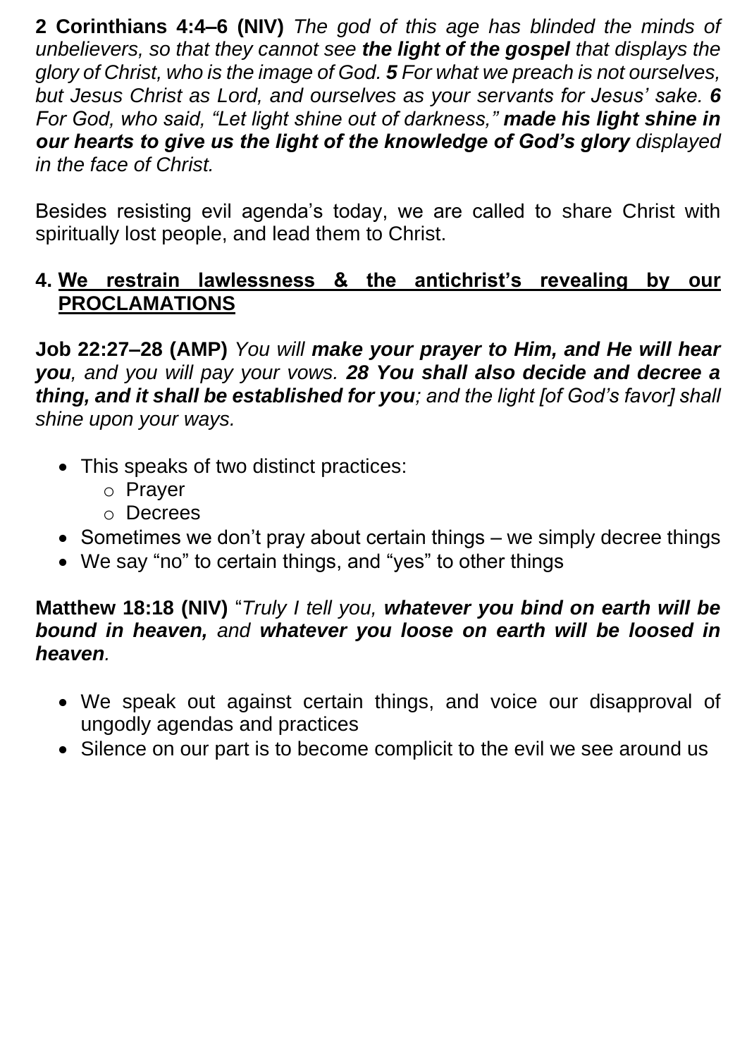**2 Corinthians 4:4–6 (NIV)** *The god of this age has blinded the minds of unbelievers, so that they cannot see **the light of the gospel** that displays the glory of Christ, who is the image of God. **5** For what we preach is not ourselves, but Jesus Christ as Lord, and ourselves as your servants for Jesus' sake. **6** For God, who said, "Let light shine out of darkness," **made his light shine in our hearts to give us the light of the knowledge of God's glory** displayed in the face of Christ.*

Besides resisting evil agenda's today, we are called to share Christ with spiritually lost people, and lead them to Christ.

**4. <u>We restrain lawlessness & the antichrist's revealing by our PROCLAMATIONS</u>**

**Job 22:27–28 (AMP)** *You will **make your prayer to Him, and He will hear you**, and you will pay your vows. **28 You shall also decide and decree a thing, and it shall be established for you**; and the light [of God's favor] shall shine upon your ways.*

- This speaks of two distinct practices:
  - Prayer
  - Decrees
- Sometimes we don't pray about certain things – we simply decree things
- We say "no" to certain things, and "yes" to other things

**Matthew 18:18 (NIV)** "*Truly I tell you, **whatever you bind on earth will be bound in heaven,** and **whatever you loose on earth will be loosed in heaven**.*

- We speak out against certain things, and voice our disapproval of ungodly agendas and practices
- Silence on our part is to become complicit to the evil we see around us